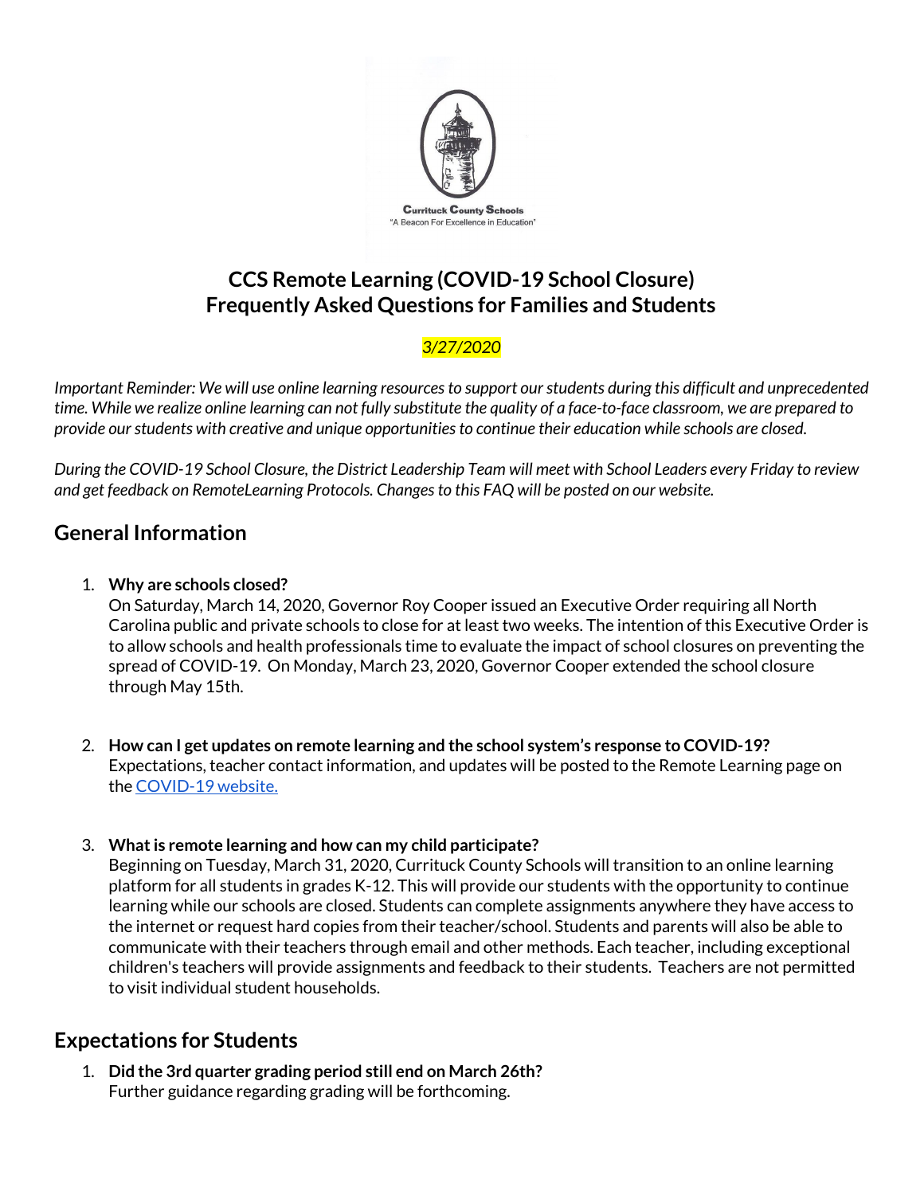Currituck County Schools
"A Beacon For Excellence in Education"

# CCS Remote Learning (COVID-19 School Closure)
# Frequently Asked Questions for Families and Students

*3/27/2020*

*Important Reminder: We will use online learning resources to support our students during this difficult and unprecedented time. While we realize online learning can not fully substitute the quality of a face-to-face classroom, we are prepared to provide our students with creative and unique opportunities to continue their education while schools are closed.*

*During the COVID-19 School Closure, the District Leadership Team will meet with School Leaders every Friday to review and get feedback on RemoteLearning Protocols. Changes to this FAQ will be posted on our website.*

## General Information

1. **Why are schools closed?**
   On Saturday, March 14, 2020, Governor Roy Cooper issued an Executive Order requiring all North Carolina public and private schools to close for at least two weeks. The intention of this Executive Order is to allow schools and health professionals time to evaluate the impact of school closures on preventing the spread of COVID-19. On Monday, March 23, 2020, Governor Cooper extended the school closure through May 15th.

2. **How can I get updates on remote learning and the school system's response to COVID-19?**
   Expectations, teacher contact information, and updates will be posted to the Remote Learning page on the COVID-19 website.

3. **What is remote learning and how can my child participate?**
   Beginning on Tuesday, March 31, 2020, Currituck County Schools will transition to an online learning platform for all students in grades K-12. This will provide our students with the opportunity to continue learning while our schools are closed. Students can complete assignments anywhere they have access to the internet or request hard copies from their teacher/school. Students and parents will also be able to communicate with their teachers through email and other methods. Each teacher, including exceptional children's teachers will provide assignments and feedback to their students. Teachers are not permitted to visit individual student households.

## Expectations for Students

1. **Did the 3rd quarter grading period still end on March 26th?**
   Further guidance regarding grading will be forthcoming.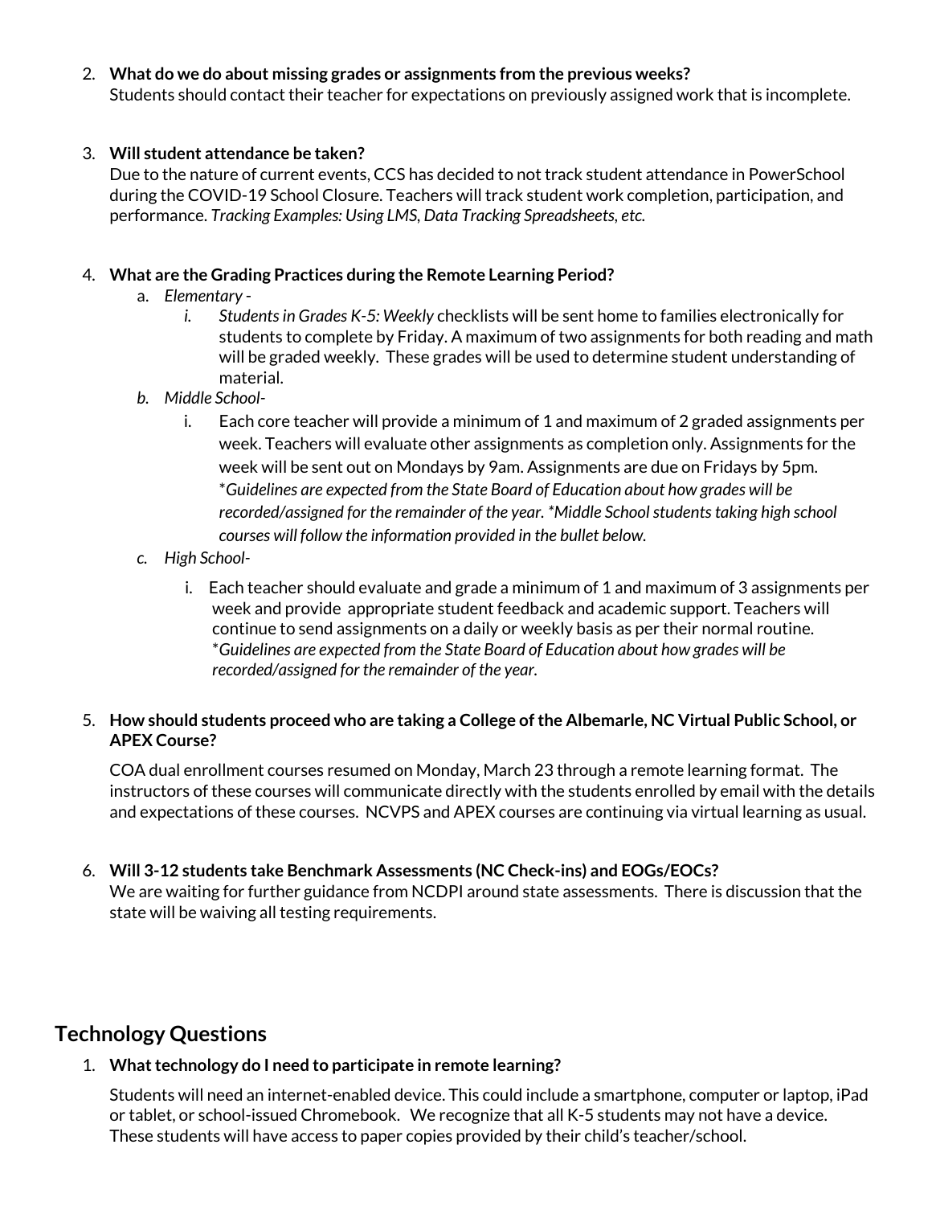2. **What do we do about missing grades or assignments from the previous weeks?**
   Students should contact their teacher for expectations on previously assigned work that is incomplete.

3. **Will student attendance be taken?**
   Due to the nature of current events, CCS has decided to not track student attendance in PowerSchool during the COVID-19 School Closure. Teachers will track student work completion, participation, and performance. *Tracking Examples: Using LMS, Data Tracking Spreadsheets, etc.*

4. **What are the Grading Practices during the Remote Learning Period?**
   a. *Elementary -*
      i. *Students in Grades K-5: Weekly* checklists will be sent home to families electronically for students to complete by Friday. A maximum of two assignments for both reading and math will be graded weekly. These grades will be used to determine student understanding of material.
   b. *Middle School-*
      i. Each core teacher will provide a minimum of 1 and maximum of 2 graded assignments per week. Teachers will evaluate other assignments as completion only. Assignments for the week will be sent out on Mondays by 9am. Assignments are due on Fridays by 5pm. *\*Guidelines are expected from the State Board of Education about how grades will be recorded/assigned for the remainder of the year. \*Middle School students taking high school courses will follow the information provided in the bullet below.*
   c. *High School-*
      i. Each teacher should evaluate and grade a minimum of 1 and maximum of 3 assignments per week and provide appropriate student feedback and academic support. Teachers will continue to send assignments on a daily or weekly basis as per their normal routine. *\*Guidelines are expected from the State Board of Education about how grades will be recorded/assigned for the remainder of the year.*

5. **How should students proceed who are taking a College of the Albemarle, NC Virtual Public School, or APEX Course?**

   COA dual enrollment courses resumed on Monday, March 23 through a remote learning format. The instructors of these courses will communicate directly with the students enrolled by email with the details and expectations of these courses. NCVPS and APEX courses are continuing via virtual learning as usual.

6. **Will 3-12 students take Benchmark Assessments (NC Check-ins) and EOGs/EOCs?**
   We are waiting for further guidance from NCDPI around state assessments. There is discussion that the state will be waiving all testing requirements.

## Technology Questions

1. **What technology do I need to participate in remote learning?**

   Students will need an internet-enabled device. This could include a smartphone, computer or laptop, iPad or tablet, or school-issued Chromebook. We recognize that all K-5 students may not have a device. These students will have access to paper copies provided by their child's teacher/school.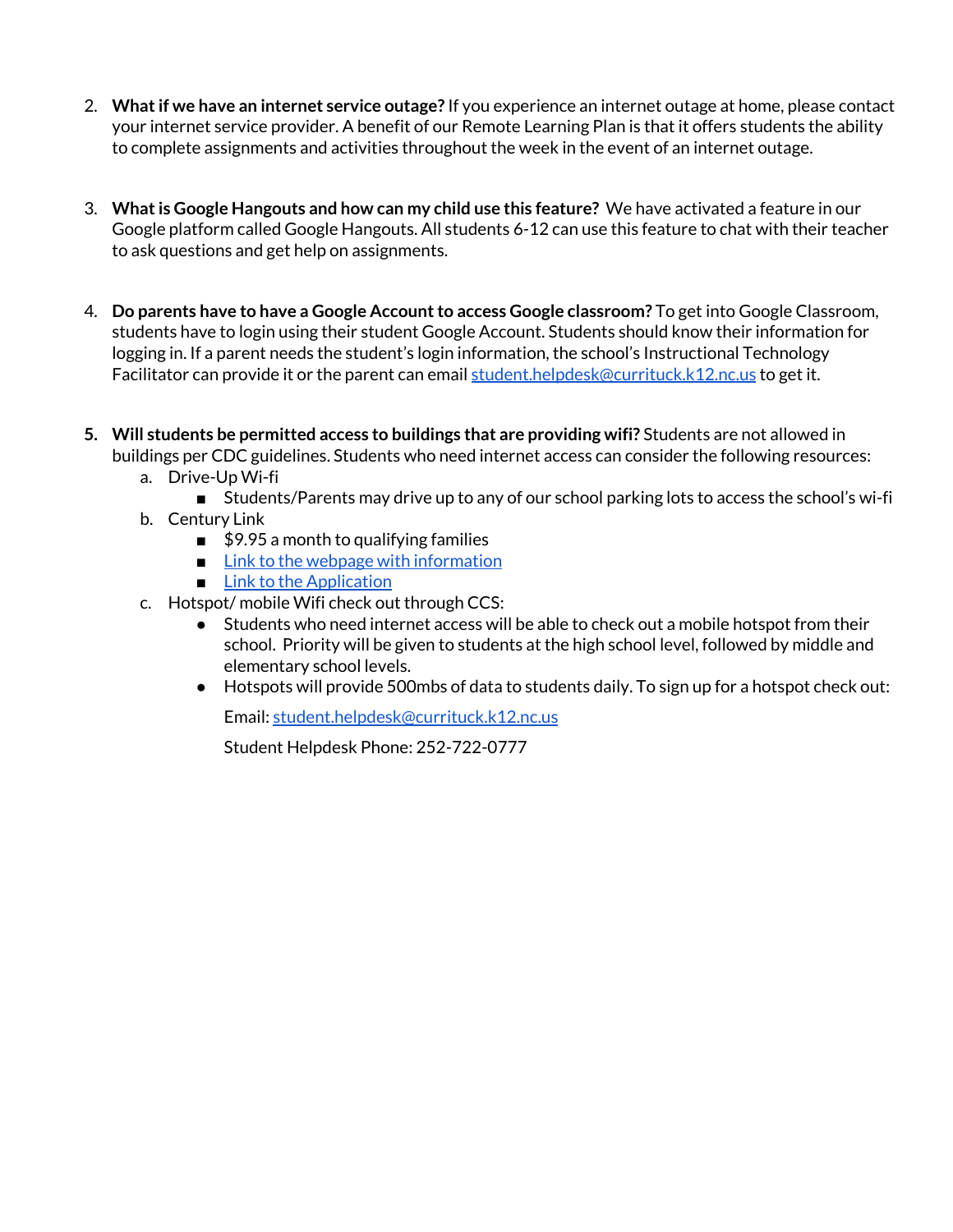2. **What if we have an internet service outage?** If you experience an internet outage at home, please contact your internet service provider. A benefit of our Remote Learning Plan is that it offers students the ability to complete assignments and activities throughout the week in the event of an internet outage.

3. **What is Google Hangouts and how can my child use this feature?** We have activated a feature in our Google platform called Google Hangouts. All students 6-12 can use this feature to chat with their teacher to ask questions and get help on assignments.

4. **Do parents have to have a Google Account to access Google classroom?** To get into Google Classroom, students have to login using their student Google Account. Students should know their information for logging in. If a parent needs the student's login information, the school's Instructional Technology Facilitator can provide it or the parent can email student.helpdesk@currituck.k12.nc.us to get it.

5. **Will students be permitted access to buildings that are providing wifi?** Students are not allowed in buildings per CDC guidelines. Students who need internet access can consider the following resources:
   a. Drive-Up Wi-fi
      - Students/Parents may drive up to any of our school parking lots to access the school's wi-fi
   b. Century Link
      - $9.95 a month to qualifying families
      - Link to the webpage with information
      - Link to the Application
   c. Hotspot/ mobile Wifi check out through CCS:
      - Students who need internet access will be able to check out a mobile hotspot from their school. Priority will be given to students at the high school level, followed by middle and elementary school levels.
      - Hotspots will provide 500mbs of data to students daily. To sign up for a hotspot check out:

        Email: student.helpdesk@currituck.k12.nc.us

        Student Helpdesk Phone: 252-722-0777